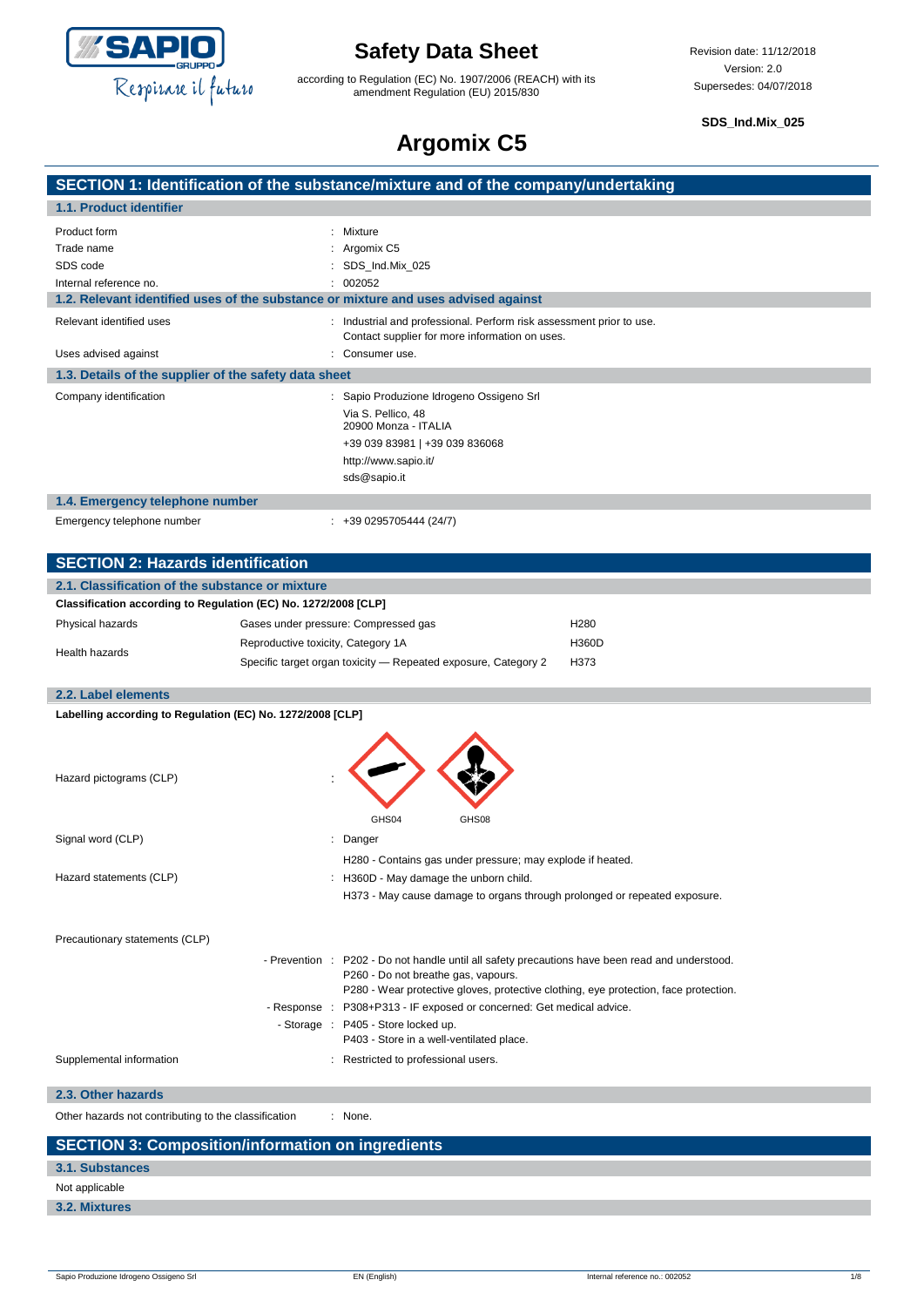# Safety Data Sheet

according to Regulation (EC) No. 1907/2006 (REACH) with its amendment Regulation (EU) 2015/830

Revision date: 11/12/2018
Version: 2.0
Supersedes: 04/07/2018

**SDS_Ind.Mix_025**

# Argomix C5

## SECTION 1: Identification of the substance/mixture and of the company/undertaking

### 1.1. Product identifier

| | |
|---|---|
| Product form | : Mixture |
| Trade name | : Argomix C5 |
| SDS code | : SDS_Ind.Mix_025 |
| Internal reference no. | : 002052 |

### 1.2. Relevant identified uses of the substance or mixture and uses advised against

| | |
|---|---|
| Relevant identified uses | : Industrial and professional. Perform risk assessment prior to use. Contact supplier for more information on uses. |
| Uses advised against | : Consumer use. |

### 1.3. Details of the supplier of the safety data sheet

Company identification : Sapio Produzione Idrogeno Ossigeno Srl
Via S. Pellico, 48
20900 Monza - ITALIA
+39 039 83981 | +39 039 836068
http://www.sapio.it/
sds@sapio.it

### 1.4. Emergency telephone number

Emergency telephone number : +39 0295705444 (24/7)

## SECTION 2: Hazards identification

### 2.1. Classification of the substance or mixture

**Classification according to Regulation (EC) No. 1272/2008 [CLP]**

| | | |
|---|---|---|
| Physical hazards | Gases under pressure: Compressed gas | H280 |
| Health hazards | Reproductive toxicity, Category 1A | H360D |
| | Specific target organ toxicity — Repeated exposure, Category 2 | H373 |

### 2.2. Label elements

**Labelling according to Regulation (EC) No. 1272/2008 [CLP]**

Hazard pictograms (CLP) : GHS04 GHS08

Signal word (CLP) : Danger

Hazard statements (CLP) : H280 - Contains gas under pressure; may explode if heated.
H360D - May damage the unborn child.
H373 - May cause damage to organs through prolonged or repeated exposure.

Precautionary statements (CLP)

- Prevention : P202 - Do not handle until all safety precautions have been read and understood.
P260 - Do not breathe gas, vapours.
P280 - Wear protective gloves, protective clothing, eye protection, face protection.
- Response : P308+P313 - IF exposed or concerned: Get medical advice.
- Storage : P405 - Store locked up.
P403 - Store in a well-ventilated place.

Supplemental information : Restricted to professional users.

### 2.3. Other hazards

Other hazards not contributing to the classification : None.

## SECTION 3: Composition/information on ingredients

### 3.1. Substances

Not applicable

### 3.2. Mixtures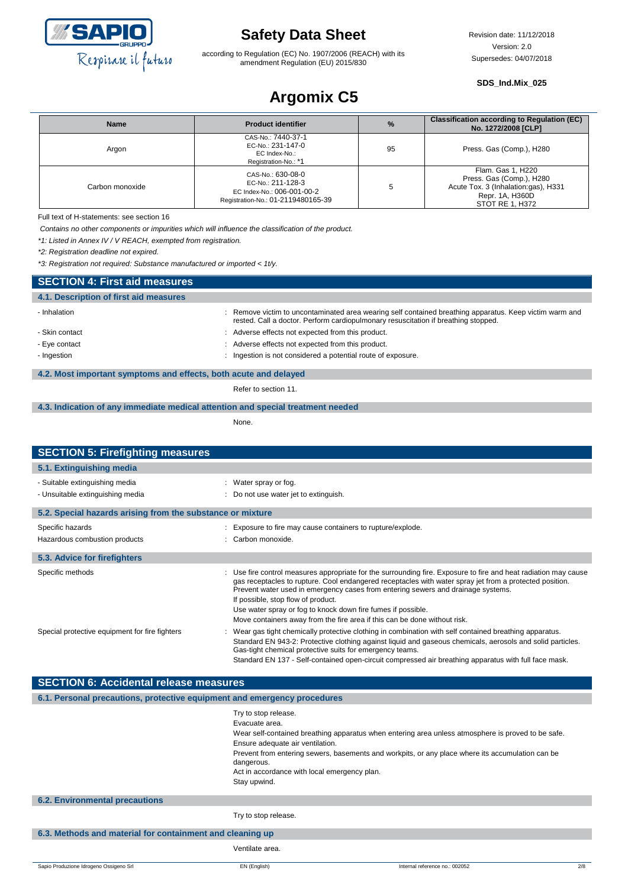| Name | Product identifier | % | Classification according to Regulation (EC) No. 1272/2008 [CLP] |
|---|---|---|---|
| Argon | CAS-No.: 7440-37-1<br>EC-No.: 231-147-0<br>EC Index-No.:<br>Registration-No.: *1 | 95 | Press. Gas (Comp.), H280 |
| Carbon monoxide | CAS-No.: 630-08-0<br>EC-No.: 211-128-3<br>EC Index-No.: 006-001-00-2<br>Registration-No.: 01-2119480165-39 | 5 | Flam. Gas 1, H220<br>Press. Gas (Comp.), H280<br>Acute Tox. 3 (Inhalation:gas), H331<br>Repr. 1A, H360D<br>STOT RE 1, H372 |

Full text of H-statements: see section 16

*Contains no other components or impurities which will influence the classification of the product.*

*\*1: Listed in Annex IV / V REACH, exempted from registration.*

*\*2: Registration deadline not expired.*

*\*3: Registration not required: Substance manufactured or imported < 1t/y.*

## SECTION 4: First aid measures

### 4.1. Description of first aid measures

- Inhalation : Remove victim to uncontaminated area wearing self contained breathing apparatus. Keep victim warm and rested. Call a doctor. Perform cardiopulmonary resuscitation if breathing stopped.
- Skin contact : Adverse effects not expected from this product.
- Eye contact : Adverse effects not expected from this product.
- Ingestion : Ingestion is not considered a potential route of exposure.

### 4.2. Most important symptoms and effects, both acute and delayed

Refer to section 11.

### 4.3. Indication of any immediate medical attention and special treatment needed

None.

## SECTION 5: Firefighting measures

### 5.1. Extinguishing media

- Suitable extinguishing media : Water spray or fog.
- Unsuitable extinguishing media : Do not use water jet to extinguish.

### 5.2. Special hazards arising from the substance or mixture

Specific hazards : Exposure to fire may cause containers to rupture/explode.

Hazardous combustion products : Carbon monoxide.

### 5.3. Advice for firefighters

Specific methods : Use fire control measures appropriate for the surrounding fire. Exposure to fire and heat radiation may cause gas receptacles to rupture. Cool endangered receptacles with water spray jet from a protected position. Prevent water used in emergency cases from entering sewers and drainage systems.
If possible, stop flow of product.
Use water spray or fog to knock down fire fumes if possible.
Move containers away from the fire area if this can be done without risk.

Special protective equipment for fire fighters : Wear gas tight chemically protective clothing in combination with self contained breathing apparatus.
Standard EN 943-2: Protective clothing against liquid and gaseous chemicals, aerosols and solid particles. Gas-tight chemical protective suits for emergency teams.
Standard EN 137 - Self-contained open-circuit compressed air breathing apparatus with full face mask.

## SECTION 6: Accidental release measures

### 6.1. Personal precautions, protective equipment and emergency procedures

Try to stop release.
Evacuate area.
Wear self-contained breathing apparatus when entering area unless atmosphere is proved to be safe.
Ensure adequate air ventilation.
Prevent from entering sewers, basements and workpits, or any place where its accumulation can be dangerous.
Act in accordance with local emergency plan.
Stay upwind.

### 6.2. Environmental precautions

Try to stop release.

### 6.3. Methods and material for containment and cleaning up

Ventilate area.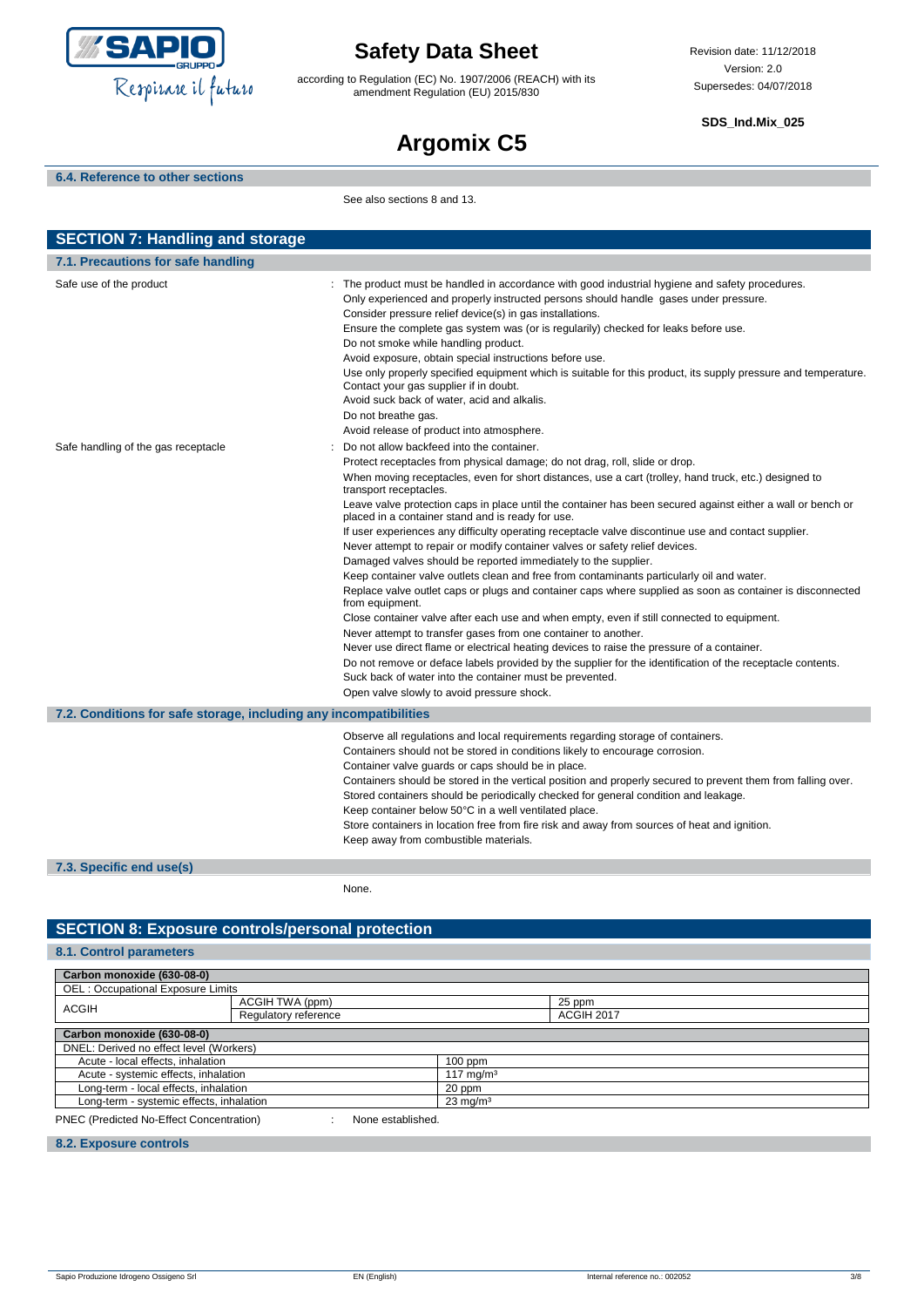### 6.4. Reference to other sections

See also sections 8 and 13.

## SECTION 7: Handling and storage

### 7.1. Precautions for safe handling

Safe use of the product : The product must be handled in accordance with good industrial hygiene and safety procedures.
Only experienced and properly instructed persons should handle gases under pressure.
Consider pressure relief device(s) in gas installations.
Ensure the complete gas system was (or is regularily) checked for leaks before use.
Do not smoke while handling product.
Avoid exposure, obtain special instructions before use.
Use only properly specified equipment which is suitable for this product, its supply pressure and temperature. Contact your gas supplier if in doubt.
Avoid suck back of water, acid and alkalis.
Do not breathe gas.
Avoid release of product into atmosphere.

Safe handling of the gas receptacle : Do not allow backfeed into the container.
Protect receptacles from physical damage; do not drag, roll, slide or drop.
When moving receptacles, even for short distances, use a cart (trolley, hand truck, etc.) designed to transport receptacles.
Leave valve protection caps in place until the container has been secured against either a wall or bench or placed in a container stand and is ready for use.
If user experiences any difficulty operating receptacle valve discontinue use and contact supplier.
Never attempt to repair or modify container valves or safety relief devices.
Damaged valves should be reported immediately to the supplier.
Keep container valve outlets clean and free from contaminants particularly oil and water.
Replace valve outlet caps or plugs and container caps where supplied as soon as container is disconnected from equipment.
Close container valve after each use and when empty, even if still connected to equipment.
Never attempt to transfer gases from one container to another.
Never use direct flame or electrical heating devices to raise the pressure of a container.
Do not remove or deface labels provided by the supplier for the identification of the receptacle contents.
Suck back of water into the container must be prevented.
Open valve slowly to avoid pressure shock.

### 7.2. Conditions for safe storage, including any incompatibilities

Observe all regulations and local requirements regarding storage of containers.
Containers should not be stored in conditions likely to encourage corrosion.
Container valve guards or caps should be in place.
Containers should be stored in the vertical position and properly secured to prevent them from falling over.
Stored containers should be periodically checked for general condition and leakage.
Keep container below 50°C in a well ventilated place.
Store containers in location free from fire risk and away from sources of heat and ignition.
Keep away from combustible materials.

### 7.3. Specific end use(s)

None.

## SECTION 8: Exposure controls/personal protection

### 8.1. Control parameters

| Carbon monoxide (630-08-0) | | |
|---|---|---|
| OEL : Occupational Exposure Limits | | |
| ACGIH | ACGIH TWA (ppm) | 25 ppm |
| | Regulatory reference | ACGIH 2017 |

| Carbon monoxide (630-08-0) | |
|---|---|
| DNEL: Derived no effect level (Workers) | |
| Acute - local effects, inhalation | 100 ppm |
| Acute - systemic effects, inhalation | 117 mg/m³ |
| Long-term - local effects, inhalation | 20 ppm |
| Long-term - systemic effects, inhalation | 23 mg/m³ |

PNEC (Predicted No-Effect Concentration) : None established.

### 8.2. Exposure controls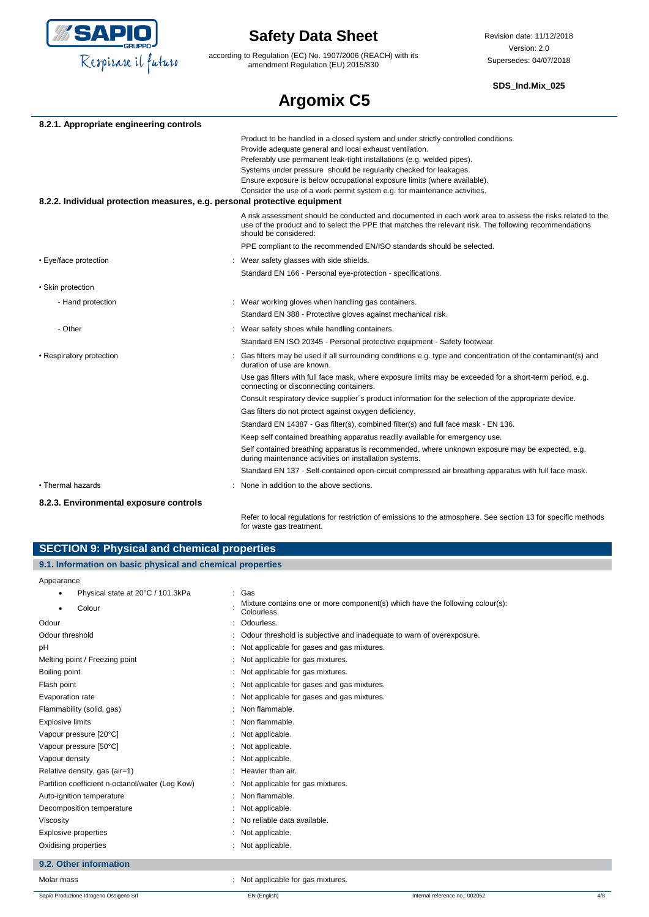#### 8.2.1. Appropriate engineering controls

Product to be handled in a closed system and under strictly controlled conditions.
Provide adequate general and local exhaust ventilation.
Preferably use permanent leak-tight installations (e.g. welded pipes).
Systems under pressure should be regularly checked for leakages.
Ensure exposure is below occupational exposure limits (where available).
Consider the use of a work permit system e.g. for maintenance activities.

#### 8.2.2. Individual protection measures, e.g. personal protective equipment

A risk assessment should be conducted and documented in each work area to assess the risks related to the use of the product and to select the PPE that matches the relevant risk. The following recommendations should be considered:

PPE compliant to the recommended EN/ISO standards should be selected.

- Eye/face protection : Wear safety glasses with side shields.
  Standard EN 166 - Personal eye-protection - specifications.
- Skin protection
  - Hand protection : Wear working gloves when handling gas containers.
    Standard EN 388 - Protective gloves against mechanical risk.
  - Other : Wear safety shoes while handling containers.
    Standard EN ISO 20345 - Personal protective equipment - Safety footwear.
- Respiratory protection : Gas filters may be used if all surrounding conditions e.g. type and concentration of the contaminant(s) and duration of use are known.
  Use gas filters with full face mask, where exposure limits may be exceeded for a short-term period, e.g. connecting or disconnecting containers.
  Consult respiratory device supplier´s product information for the selection of the appropriate device.
  Gas filters do not protect against oxygen deficiency.
  Standard EN 14387 - Gas filter(s), combined filter(s) and full face mask - EN 136.
  Keep self contained breathing apparatus readily available for emergency use.
  Self contained breathing apparatus is recommended, where unknown exposure may be expected, e.g. during maintenance activities on installation systems.
  Standard EN 137 - Self-contained open-circuit compressed air breathing apparatus with full face mask.
- Thermal hazards : None in addition to the above sections.

#### 8.2.3. Environmental exposure controls

Refer to local regulations for restriction of emissions to the atmosphere. See section 13 for specific methods for waste gas treatment.

## SECTION 9: Physical and chemical properties

### 9.1. Information on basic physical and chemical properties

Appearance

| | |
|---|---|
| • Physical state at 20°C / 101.3kPa | : Gas |
| • Colour | : Mixture contains one or more component(s) which have the following colour(s): Colourless. |
| Odour | : Odourless. |
| Odour threshold | : Odour threshold is subjective and inadequate to warn of overexposure. |
| pH | : Not applicable for gases and gas mixtures. |
| Melting point / Freezing point | : Not applicable for gas mixtures. |
| Boiling point | : Not applicable for gas mixtures. |
| Flash point | : Not applicable for gases and gas mixtures. |
| Evaporation rate | : Not applicable for gases and gas mixtures. |
| Flammability (solid, gas) | : Non flammable. |
| Explosive limits | : Non flammable. |
| Vapour pressure [20°C] | : Not applicable. |
| Vapour pressure [50°C] | : Not applicable. |
| Vapour density | : Not applicable. |
| Relative density, gas (air=1) | : Heavier than air. |
| Partition coefficient n-octanol/water (Log Kow) | : Not applicable for gas mixtures. |
| Auto-ignition temperature | : Non flammable. |
| Decomposition temperature | : Not applicable. |
| Viscosity | : No reliable data available. |
| Explosive properties | : Not applicable. |
| Oxidising properties | : Not applicable. |

### 9.2. Other information

| | |
|---|---|
| Molar mass | : Not applicable for gas mixtures. |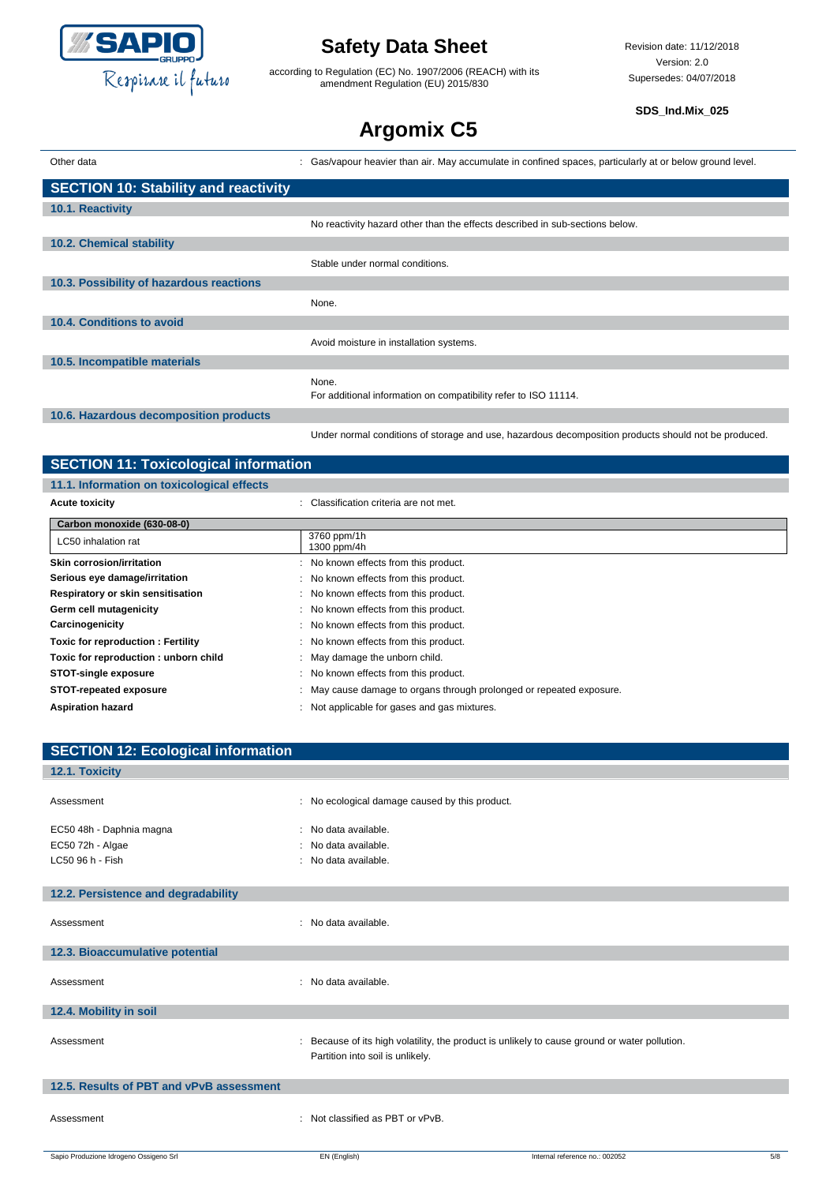| | |
|---|---|
| Other data | : Gas/vapour heavier than air. May accumulate in confined spaces, particularly at or below ground level. |

## SECTION 10: Stability and reactivity

### 10.1. Reactivity

No reactivity hazard other than the effects described in sub-sections below.

### 10.2. Chemical stability

Stable under normal conditions.

### 10.3. Possibility of hazardous reactions

None.

### 10.4. Conditions to avoid

Avoid moisture in installation systems.

### 10.5. Incompatible materials

None.
For additional information on compatibility refer to ISO 11114.

### 10.6. Hazardous decomposition products

Under normal conditions of storage and use, hazardous decomposition products should not be produced.

## SECTION 11: Toxicological information

### 11.1. Information on toxicological effects

**Acute toxicity** : Classification criteria are not met.

| Carbon monoxide (630-08-0) | |
|---|---|
| LC50 inhalation rat | 3760 ppm/1h<br>1300 ppm/4h |

| | |
|---|---|
| **Skin corrosion/irritation** | : No known effects from this product. |
| **Serious eye damage/irritation** | : No known effects from this product. |
| **Respiratory or skin sensitisation** | : No known effects from this product. |
| **Germ cell mutagenicity** | : No known effects from this product. |
| **Carcinogenicity** | : No known effects from this product. |
| **Toxic for reproduction : Fertility** | : No known effects from this product. |
| **Toxic for reproduction : unborn child** | : May damage the unborn child. |
| **STOT-single exposure** | : No known effects from this product. |
| **STOT-repeated exposure** | : May cause damage to organs through prolonged or repeated exposure. |
| **Aspiration hazard** | : Not applicable for gases and gas mixtures. |

## SECTION 12: Ecological information

### 12.1. Toxicity

| | |
|---|---|
| Assessment | : No ecological damage caused by this product. |
| EC50 48h - Daphnia magna | : No data available. |
| EC50 72h - Algae | : No data available. |
| LC50 96 h - Fish | : No data available. |

### 12.2. Persistence and degradability

| | |
|---|---|
| Assessment | : No data available. |

### 12.3. Bioaccumulative potential

| | |
|---|---|
| Assessment | : No data available. |

### 12.4. Mobility in soil

| | |
|---|---|
| Assessment | : Because of its high volatility, the product is unlikely to cause ground or water pollution.<br>Partition into soil is unlikely. |

### 12.5. Results of PBT and vPvB assessment

| | |
|---|---|
| Assessment | : Not classified as PBT or vPvB. |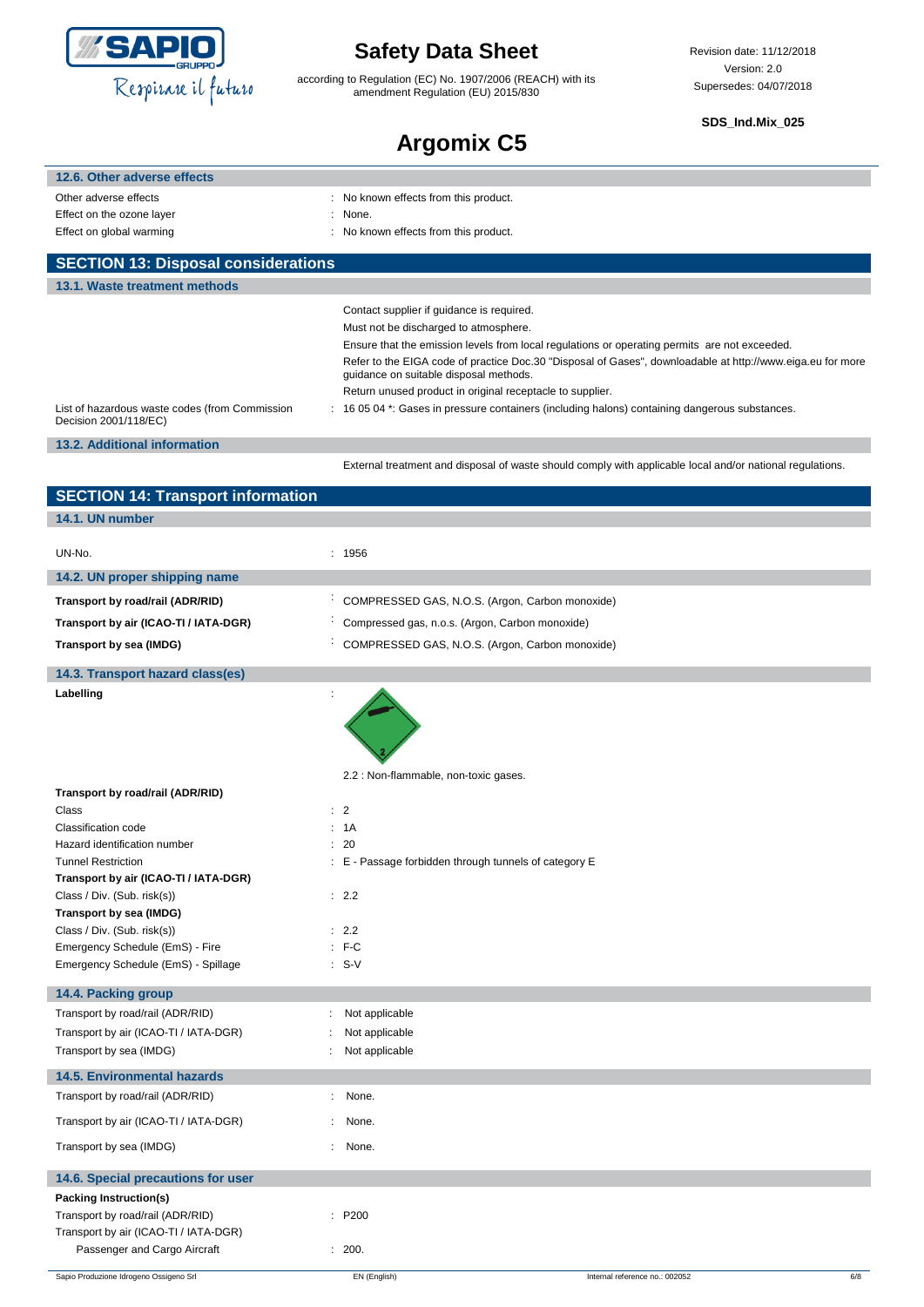### 12.6. Other adverse effects

| | |
|---|---|
| Other adverse effects | : No known effects from this product. |
| Effect on the ozone layer | : None. |
| Effect on global warming | : No known effects from this product. |

## SECTION 13: Disposal considerations

### 13.1. Waste treatment methods

Contact supplier if guidance is required.

Must not be discharged to atmosphere.

Ensure that the emission levels from local regulations or operating permits are not exceeded.

Refer to the EIGA code of practice Doc.30 "Disposal of Gases", downloadable at http://www.eiga.eu for more guidance on suitable disposal methods.

Return unused product in original receptacle to supplier.

| | |
|---|---|
| List of hazardous waste codes (from Commission Decision 2001/118/EC) | : 16 05 04 *: Gases in pressure containers (including halons) containing dangerous substances. |

### 13.2. Additional information

External treatment and disposal of waste should comply with applicable local and/or national regulations.

## SECTION 14: Transport information

### 14.1. UN number

| | |
|---|---|
| UN-No. | : 1956 |

### 14.2. UN proper shipping name

| | |
|---|---|
| **Transport by road/rail (ADR/RID)** | : COMPRESSED GAS, N.O.S. (Argon, Carbon monoxide) |
| **Transport by air (ICAO-TI / IATA-DGR)** | : Compressed gas, n.o.s. (Argon, Carbon monoxide) |
| **Transport by sea (IMDG)** | : COMPRESSED GAS, N.O.S. (Argon, Carbon monoxide) |

### 14.3. Transport hazard class(es)

**Labelling** :

2.2 : Non-flammable, non-toxic gases.

| | |
|---|---|
| **Transport by road/rail (ADR/RID)** | |
| Class | : 2 |
| Classification code | : 1A |
| Hazard identification number | : 20 |
| Tunnel Restriction | : E - Passage forbidden through tunnels of category E |
| **Transport by air (ICAO-TI / IATA-DGR)** | |
| Class / Div. (Sub. risk(s)) | : 2.2 |
| **Transport by sea (IMDG)** | |
| Class / Div. (Sub. risk(s)) | : 2.2 |
| Emergency Schedule (EmS) - Fire | : F-C |
| Emergency Schedule (EmS) - Spillage | : S-V |

### 14.4. Packing group

| | |
|---|---|
| Transport by road/rail (ADR/RID) | : Not applicable |
| Transport by air (ICAO-TI / IATA-DGR) | : Not applicable |
| Transport by sea (IMDG) | : Not applicable |

### 14.5. Environmental hazards

| | |
|---|---|
| Transport by road/rail (ADR/RID) | : None. |
| Transport by air (ICAO-TI / IATA-DGR) | : None. |
| Transport by sea (IMDG) | : None. |

### 14.6. Special precautions for user

| | |
|---|---|
| **Packing Instruction(s)** | |
| Transport by road/rail (ADR/RID) | : P200 |
| Transport by air (ICAO-TI / IATA-DGR) | |
| Passenger and Cargo Aircraft | : 200. |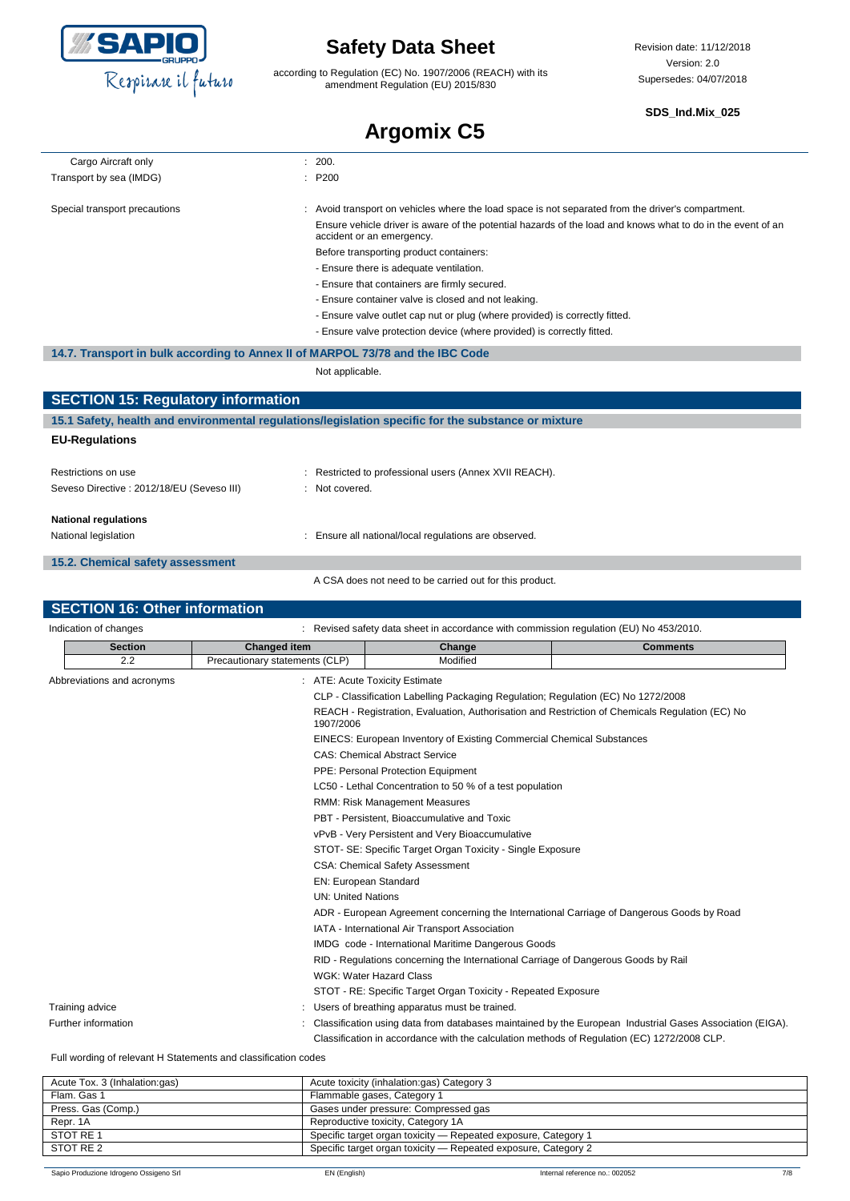| | |
|---|---|
| Cargo Aircraft only | : 200. |
| Transport by sea (IMDG) | : P200 |

Special transport precautions : Avoid transport on vehicles where the load space is not separated from the driver's compartment.
Ensure vehicle driver is aware of the potential hazards of the load and knows what to do in the event of an accident or an emergency.
Before transporting product containers:
- Ensure there is adequate ventilation.
- Ensure that containers are firmly secured.
- Ensure container valve is closed and not leaking.
- Ensure valve outlet cap nut or plug (where provided) is correctly fitted.
- Ensure valve protection device (where provided) is correctly fitted.

### 14.7. Transport in bulk according to Annex II of MARPOL 73/78 and the IBC Code

Not applicable.

## SECTION 15: Regulatory information

### 15.1 Safety, health and environmental regulations/legislation specific for the substance or mixture

**EU-Regulations**

| | |
|---|---|
| Restrictions on use | : Restricted to professional users (Annex XVII REACH). |
| Seveso Directive : 2012/18/EU (Seveso III) | : Not covered. |

**National regulations**

National legislation : Ensure all national/local regulations are observed.

### 15.2. Chemical safety assessment

A CSA does not need to be carried out for this product.

## SECTION 16: Other information

Indication of changes : Revised safety data sheet in accordance with commission regulation (EU) No 453/2010.

| Section | Changed item | Change | Comments |
|---|---|---|---|
| 2.2 | Precautionary statements (CLP) | Modified | |

Abbreviations and acronyms :
- ATE: Acute Toxicity Estimate
- CLP - Classification Labelling Packaging Regulation; Regulation (EC) No 1272/2008
- REACH - Registration, Evaluation, Authorisation and Restriction of Chemicals Regulation (EC) No 1907/2006
- EINECS: European Inventory of Existing Commercial Chemical Substances
- CAS: Chemical Abstract Service
- PPE: Personal Protection Equipment
- LC50 - Lethal Concentration to 50 % of a test population
- RMM: Risk Management Measures
- PBT - Persistent, Bioaccumulative and Toxic
- vPvB - Very Persistent and Very Bioaccumulative
- STOT- SE: Specific Target Organ Toxicity - Single Exposure
- CSA: Chemical Safety Assessment
- EN: European Standard
- UN: United Nations
- ADR - European Agreement concerning the International Carriage of Dangerous Goods by Road
- IATA - International Air Transport Association
- IMDG code - International Maritime Dangerous Goods
- RID - Regulations concerning the International Carriage of Dangerous Goods by Rail
- WGK: Water Hazard Class
- STOT - RE: Specific Target Organ Toxicity - Repeated Exposure

Training advice : Users of breathing apparatus must be trained.

Further information : Classification using data from databases maintained by the European Industrial Gases Association (EIGA).
Classification in accordance with the calculation methods of Regulation (EC) 1272/2008 CLP.

Full wording of relevant H Statements and classification codes

| | |
|---|---|
| Acute Tox. 3 (Inhalation:gas) | Acute toxicity (inhalation:gas) Category 3 |
| Flam. Gas 1 | Flammable gases, Category 1 |
| Press. Gas (Comp.) | Gases under pressure: Compressed gas |
| Repr. 1A | Reproductive toxicity, Category 1A |
| STOT RE 1 | Specific target organ toxicity — Repeated exposure, Category 1 |
| STOT RE 2 | Specific target organ toxicity — Repeated exposure, Category 2 |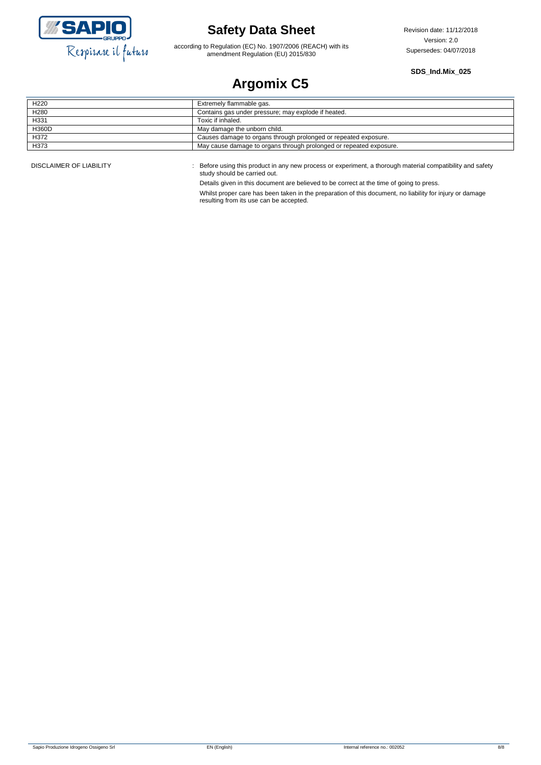| | |
|---|---|
| H220 | Extremely flammable gas. |
| H280 | Contains gas under pressure; may explode if heated. |
| H331 | Toxic if inhaled. |
| H360D | May damage the unborn child. |
| H372 | Causes damage to organs through prolonged or repeated exposure. |
| H373 | May cause damage to organs through prolonged or repeated exposure. |

DISCLAIMER OF LIABILITY : Before using this product in any new process or experiment, a thorough material compatibility and safety study should be carried out.

Details given in this document are believed to be correct at the time of going to press.

Whilst proper care has been taken in the preparation of this document, no liability for injury or damage resulting from its use can be accepted.